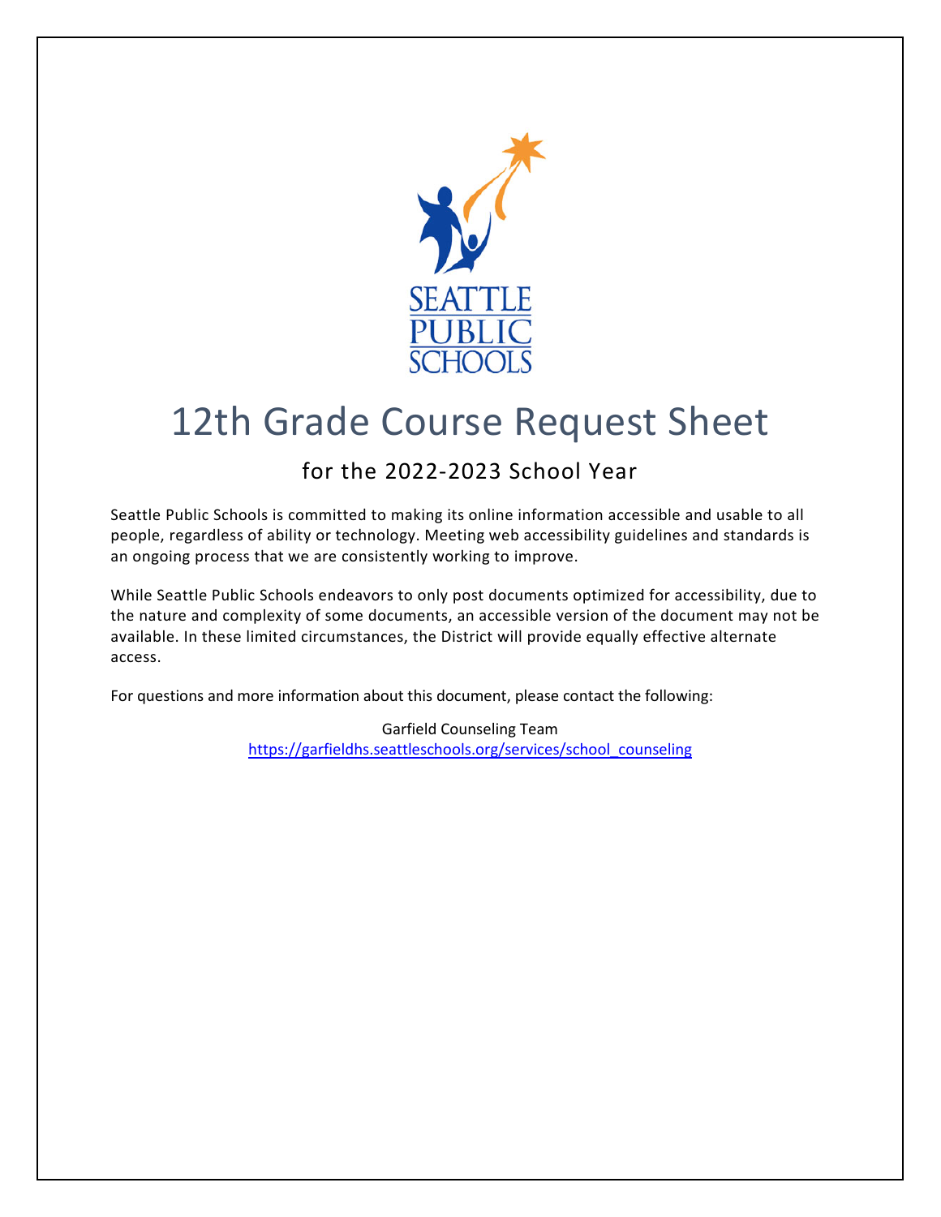# 12th Grade Course Request Sheet

## for the 2022-2023 School Year

Seattle Public Schools is committed to making its online information accessible and usable to all people, regardless of ability or technology. Meeting web accessibility guidelines and standards is an ongoing process that we are consistently working to improve.

While Seattle Public Schools endeavors to only post documents optimized for accessibility, due to the nature and complexity of some documents, an accessible version of the document may not be available. In these limited circumstances, the District will provide equally effective alternate access.

For questions and more information about this document, please contact the following:

Garfield Counseling Team
https://garfieldhs.seattleschools.org/services/school_counseling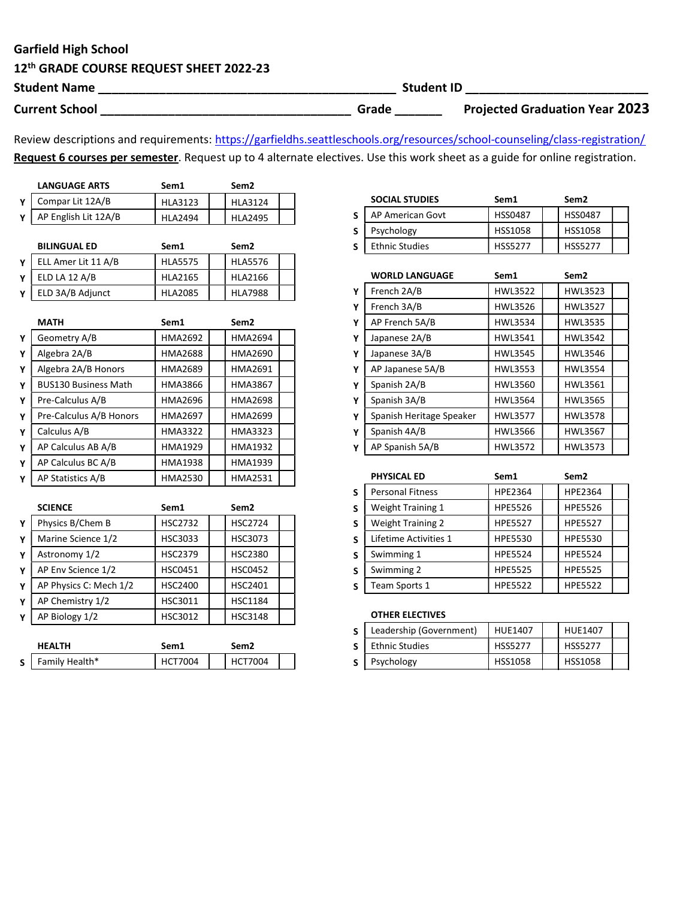**Garfield High School**

**12th GRADE COURSE REQUEST SHEET 2022-23**

**Student Name** ____________________________________________ **Student ID** ___________________________

**Current School** ____________________________________ **Grade** _______ **Projected Graduation Year 2023**

Review descriptions and requirements: https://garfieldhs.seattleschools.org/resources/school-counseling/class-registration/

**Request 6 courses per semester**. Request up to 4 alternate electives. Use this work sheet as a guide for online registration.

| | LANGUAGE ARTS | Sem1 | | Sem2 | |
|---|---|---|---|---|---|
| Y | Compar Lit 12A/B | HLA3123 | | HLA3124 | |
| Y | AP English Lit 12A/B | HLA2494 | | HLA2495 | |

| | BILINGUAL ED | Sem1 | | Sem2 | |
|---|---|---|---|---|---|
| Y | ELL Amer Lit 11 A/B | HLA5575 | | HLA5576 | |
| Y | ELD LA 12 A/B | HLA2165 | | HLA2166 | |
| Y | ELD 3A/B Adjunct | HLA2085 | | HLA7988 | |

| | MATH | Sem1 | | Sem2 | |
|---|---|---|---|---|---|
| Y | Geometry A/B | HMA2692 | | HMA2694 | |
| Y | Algebra 2A/B | HMA2688 | | HMA2690 | |
| Y | Algebra 2A/B Honors | HMA2689 | | HMA2691 | |
| Y | BUS130 Business Math | HMA3866 | | HMA3867 | |
| Y | Pre-Calculus A/B | HMA2696 | | HMA2698 | |
| Y | Pre-Calculus A/B Honors | HMA2697 | | HMA2699 | |
| Y | Calculus A/B | HMA3322 | | HMA3323 | |
| Y | AP Calculus AB A/B | HMA1929 | | HMA1932 | |
| Y | AP Calculus BC A/B | HMA1938 | | HMA1939 | |
| Y | AP Statistics A/B | HMA2530 | | HMA2531 | |

| | SCIENCE | Sem1 | | Sem2 | |
|---|---|---|---|---|---|
| Y | Physics B/Chem B | HSC2732 | | HSC2724 | |
| Y | Marine Science 1/2 | HSC3033 | | HSC3073 | |
| Y | Astronomy 1/2 | HSC2379 | | HSC2380 | |
| Y | AP Env Science 1/2 | HSC0451 | | HSC0452 | |
| Y | AP Physics C: Mech 1/2 | HSC2400 | | HSC2401 | |
| Y | AP Chemistry 1/2 | HSC3011 | | HSC1184 | |
| Y | AP Biology 1/2 | HSC3012 | | HSC3148 | |

| | HEALTH | Sem1 | | Sem2 | |
|---|---|---|---|---|---|
| S | Family Health* | HCT7004 | | HCT7004 | |

| | SOCIAL STUDIES | Sem1 | | Sem2 | |
|---|---|---|---|---|---|
| S | AP American Govt | HSS0487 | | HSS0487 | |
| S | Psychology | HSS1058 | | HSS1058 | |
| S | Ethnic Studies | HSS5277 | | HSS5277 | |

| | WORLD LANGUAGE | Sem1 | | Sem2 | |
|---|---|---|---|---|---|
| Y | French 2A/B | HWL3522 | | HWL3523 | |
| Y | French 3A/B | HWL3526 | | HWL3527 | |
| Y | AP French 5A/B | HWL3534 | | HWL3535 | |
| Y | Japanese 2A/B | HWL3541 | | HWL3542 | |
| Y | Japanese 3A/B | HWL3545 | | HWL3546 | |
| Y | AP Japanese 5A/B | HWL3553 | | HWL3554 | |
| Y | Spanish 2A/B | HWL3560 | | HWL3561 | |
| Y | Spanish 3A/B | HWL3564 | | HWL3565 | |
| Y | Spanish Heritage Speaker | HWL3577 | | HWL3578 | |
| Y | Spanish 4A/B | HWL3566 | | HWL3567 | |
| Y | AP Spanish 5A/B | HWL3572 | | HWL3573 | |

| | PHYSICAL ED | Sem1 | | Sem2 | |
|---|---|---|---|---|---|
| S | Personal Fitness | HPE2364 | | HPE2364 | |
| S | Weight Training 1 | HPE5526 | | HPE5526 | |
| S | Weight Training 2 | HPE5527 | | HPE5527 | |
| S | Lifetime Activities 1 | HPE5530 | | HPE5530 | |
| S | Swimming 1 | HPE5524 | | HPE5524 | |
| S | Swimming 2 | HPE5525 | | HPE5525 | |
| S | Team Sports 1 | HPE5522 | | HPE5522 | |

| | OTHER ELECTIVES | | | | |
|---|---|---|---|---|---|
| S | Leadership (Government) | HUE1407 | | HUE1407 | |
| S | Ethnic Studies | HSS5277 | | HSS5277 | |
| S | Psychology | HSS1058 | | HSS1058 | |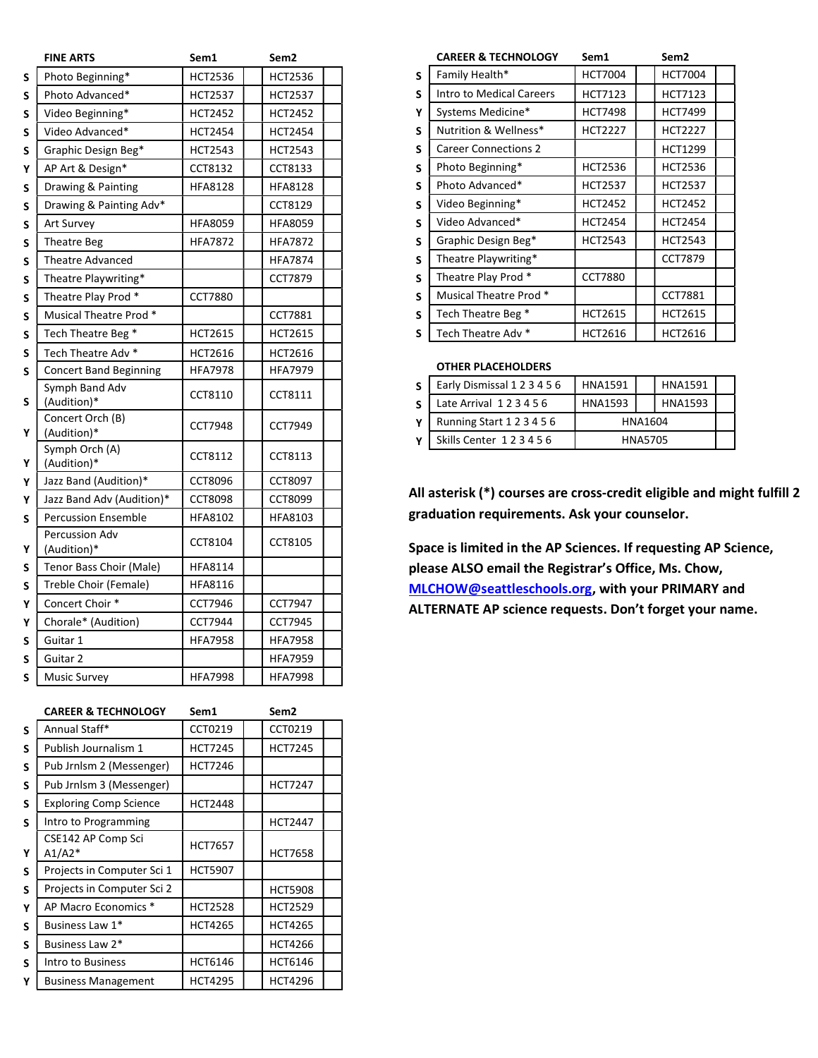| | FINE ARTS | Sem1 | | Sem2 | |
|---|---|---|---|---|---|
| S | Photo Beginning* | HCT2536 | | HCT2536 | |
| S | Photo Advanced* | HCT2537 | | HCT2537 | |
| S | Video Beginning* | HCT2452 | | HCT2452 | |
| S | Video Advanced* | HCT2454 | | HCT2454 | |
| S | Graphic Design Beg* | HCT2543 | | HCT2543 | |
| Y | AP Art & Design* | CCT8132 | | CCT8133 | |
| S | Drawing & Painting | HFA8128 | | HFA8128 | |
| S | Drawing & Painting Adv* | | | CCT8129 | |
| S | Art Survey | HFA8059 | | HFA8059 | |
| S | Theatre Beg | HFA7872 | | HFA7872 | |
| S | Theatre Advanced | | | HFA7874 | |
| S | Theatre Playwriting* | | | CCT7879 | |
| S | Theatre Play Prod * | CCT7880 | | | |
| S | Musical Theatre Prod * | | | CCT7881 | |
| S | Tech Theatre Beg * | HCT2615 | | HCT2615 | |
| S | Tech Theatre Adv * | HCT2616 | | HCT2616 | |
| S | Concert Band Beginning | HFA7978 | | HFA7979 | |
| S | Symph Band Adv (Audition)* | CCT8110 | | CCT8111 | |
| Y | Concert Orch (B) (Audition)* | CCT7948 | | CCT7949 | |
| Y | Symph Orch (A) (Audition)* | CCT8112 | | CCT8113 | |
| Y | Jazz Band (Audition)* | CCT8096 | | CCT8097 | |
| Y | Jazz Band Adv (Audition)* | CCT8098 | | CCT8099 | |
| S | Percussion Ensemble | HFA8102 | | HFA8103 | |
| Y | Percussion Adv (Audition)* | CCT8104 | | CCT8105 | |
| S | Tenor Bass Choir (Male) | HFA8114 | | | |
| S | Treble Choir (Female) | HFA8116 | | | |
| Y | Concert Choir * | CCT7946 | | CCT7947 | |
| Y | Chorale* (Audition) | CCT7944 | | CCT7945 | |
| S | Guitar 1 | HFA7958 | | HFA7958 | |
| S | Guitar 2 | | | HFA7959 | |
| S | Music Survey | HFA7998 | | HFA7998 | |

| | CAREER & TECHNOLOGY | Sem1 | | Sem2 | |
|---|---|---|---|---|---|
| S | Annual Staff* | CCT0219 | | CCT0219 | |
| S | Publish Journalism 1 | HCT7245 | | HCT7245 | |
| S | Pub Jrnlsm 2 (Messenger) | HCT7246 | | | |
| S | Pub Jrnlsm 3 (Messenger) | | | HCT7247 | |
| S | Exploring Comp Science | HCT2448 | | | |
| S | Intro to Programming | | | HCT2447 | |
| Y | CSE142 AP Comp Sci A1/A2* | HCT7657 | | HCT7658 | |
| S | Projects in Computer Sci 1 | HCT5907 | | | |
| S | Projects in Computer Sci 2 | | | HCT5908 | |
| Y | AP Macro Economics * | HCT2528 | | HCT2529 | |
| S | Business Law 1* | HCT4265 | | HCT4265 | |
| S | Business Law 2* | | | HCT4266 | |
| S | Intro to Business | HCT6146 | | HCT6146 | |
| Y | Business Management | HCT4295 | | HCT4296 | |

| | CAREER & TECHNOLOGY | Sem1 | | Sem2 | |
|---|---|---|---|---|---|
| S | Family Health* | HCT7004 | | HCT7004 | |
| S | Intro to Medical Careers | HCT7123 | | HCT7123 | |
| Y | Systems Medicine* | HCT7498 | | HCT7499 | |
| S | Nutrition & Wellness* | HCT2227 | | HCT2227 | |
| S | Career Connections 2 | | | HCT1299 | |
| S | Photo Beginning* | HCT2536 | | HCT2536 | |
| S | Photo Advanced* | HCT2537 | | HCT2537 | |
| S | Video Beginning* | HCT2452 | | HCT2452 | |
| S | Video Advanced* | HCT2454 | | HCT2454 | |
| S | Graphic Design Beg* | HCT2543 | | HCT2543 | |
| S | Theatre Playwriting* | | | CCT7879 | |
| S | Theatre Play Prod * | CCT7880 | | | |
| S | Musical Theatre Prod * | | | CCT7881 | |
| S | Tech Theatre Beg * | HCT2615 | | HCT2615 | |
| S | Tech Theatre Adv * | HCT2616 | | HCT2616 | |

| | OTHER PLACEHOLDERS | Sem1 | | Sem2 | |
|---|---|---|---|---|---|
| S | Early Dismissal 1 2 3 4 5 6 | HNA1591 | | HNA1591 | |
| S | Late Arrival 1 2 3 4 5 6 | HNA1593 | | HNA1593 | |
| Y | Running Start 1 2 3 4 5 6 | HNA1604 | | | |
| Y | Skills Center 1 2 3 4 5 6 | HNA5705 | | | |

**All asterisk (*) courses are cross-credit eligible and might fulfill 2 graduation requirements. Ask your counselor.**

**Space is limited in the AP Sciences. If requesting AP Science, please ALSO email the Registrar's Office, Ms. Chow, [MLCHOW@seattleschools.org](mailto:MLCHOW@seattleschools.org), with your PRIMARY and ALTERNATE AP science requests. Don't forget your name.**